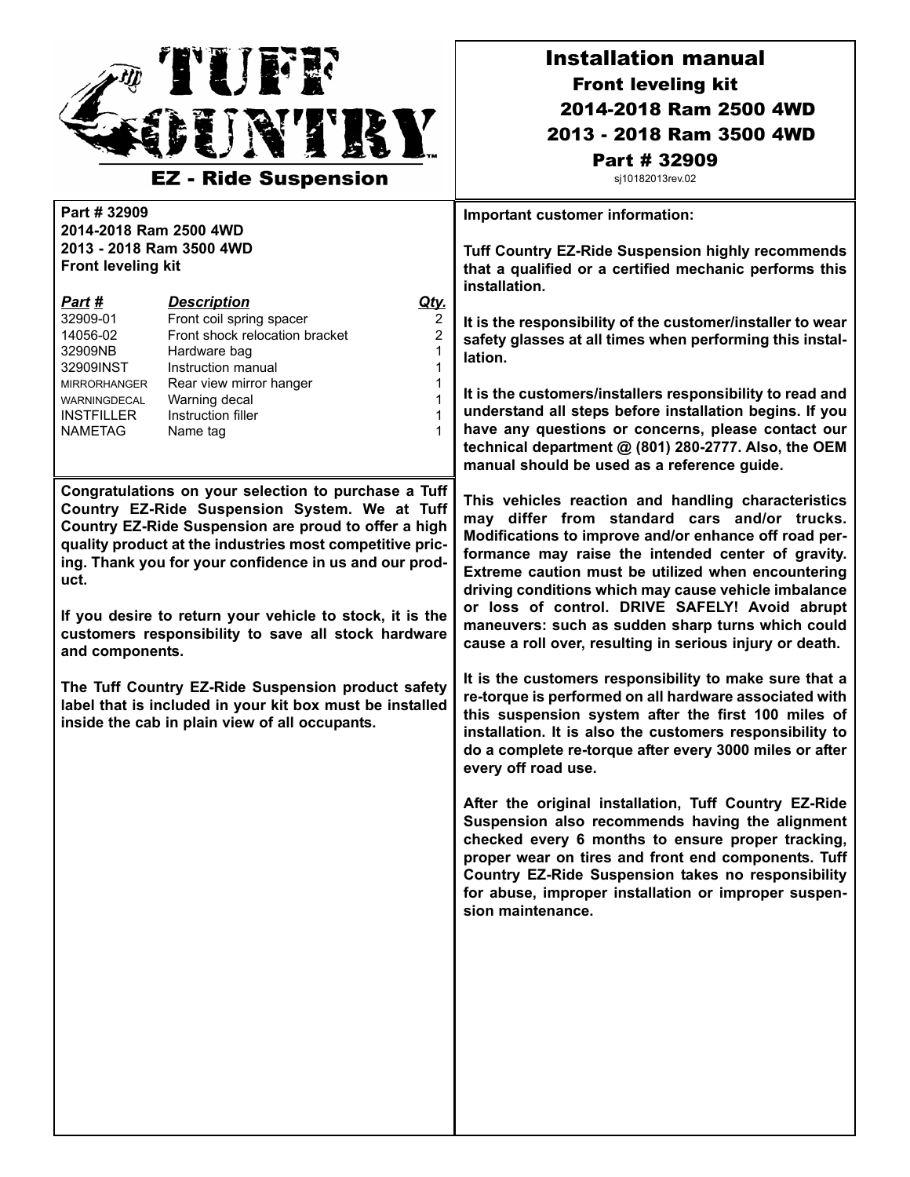# TUFF COUNTRY

**EZ - Ride Suspension**

## Installation manual

### Front leveling kit

### 2014-2018 Ram 2500 4WD
### 2013 - 2018 Ram 3500 4WD
### Part # 32909

sj10182013rev.02

**Part # 32909**
**2014-2018 Ram 2500 4WD**
**2013 - 2018 Ram 3500 4WD**
**Front leveling kit**

| ***Part #*** | ***Description*** | ***Qty.*** |
|---|---|---|
| 32909-01 | Front coil spring spacer | 2 |
| 14056-02 | Front shock relocation bracket | 2 |
| 32909NB | Hardware bag | 1 |
| 32909INST | Instruction manual | 1 |
| MIRRORHANGER | Rear view mirror hanger | 1 |
| WARNINGDECAL | Warning decal | 1 |
| INSTFILLER | Instruction filler | 1 |
| NAMETAG | Name tag | 1 |

**Congratulations on your selection to purchase a Tuff Country EZ-Ride Suspension System. We at Tuff Country EZ-Ride Suspension are proud to offer a high quality product at the industries most competitive pricing. Thank you for your confidence in us and our product.**

**If you desire to return your vehicle to stock, it is the customers responsibility to save all stock hardware and components.**

**The Tuff Country EZ-Ride Suspension product safety label that is included in your kit box must be installed inside the cab in plain view of all occupants.**

**Important customer information:**

**Tuff Country EZ-Ride Suspension highly recommends that a qualified or a certified mechanic performs this installation.**

**It is the responsibility of the customer/installer to wear safety glasses at all times when performing this installation.**

**It is the customers/installers responsibility to read and understand all steps before installation begins. If you have any questions or concerns, please contact our technical department @ (801) 280-2777. Also, the OEM manual should be used as a reference guide.**

**This vehicles reaction and handling characteristics may differ from standard cars and/or trucks. Modifications to improve and/or enhance off road performance may raise the intended center of gravity. Extreme caution must be utilized when encountering driving conditions which may cause vehicle imbalance or loss of control. DRIVE SAFELY! Avoid abrupt maneuvers: such as sudden sharp turns which could cause a roll over, resulting in serious injury or death.**

**It is the customers responsibility to make sure that a re-torque is performed on all hardware associated with this suspension system after the first 100 miles of installation. It is also the customers responsibility to do a complete re-torque after every 3000 miles or after every off road use.**

**After the original installation, Tuff Country EZ-Ride Suspension also recommends having the alignment checked every 6 months to ensure proper tracking, proper wear on tires and front end components. Tuff Country EZ-Ride Suspension takes no responsibility for abuse, improper installation or improper suspension maintenance.**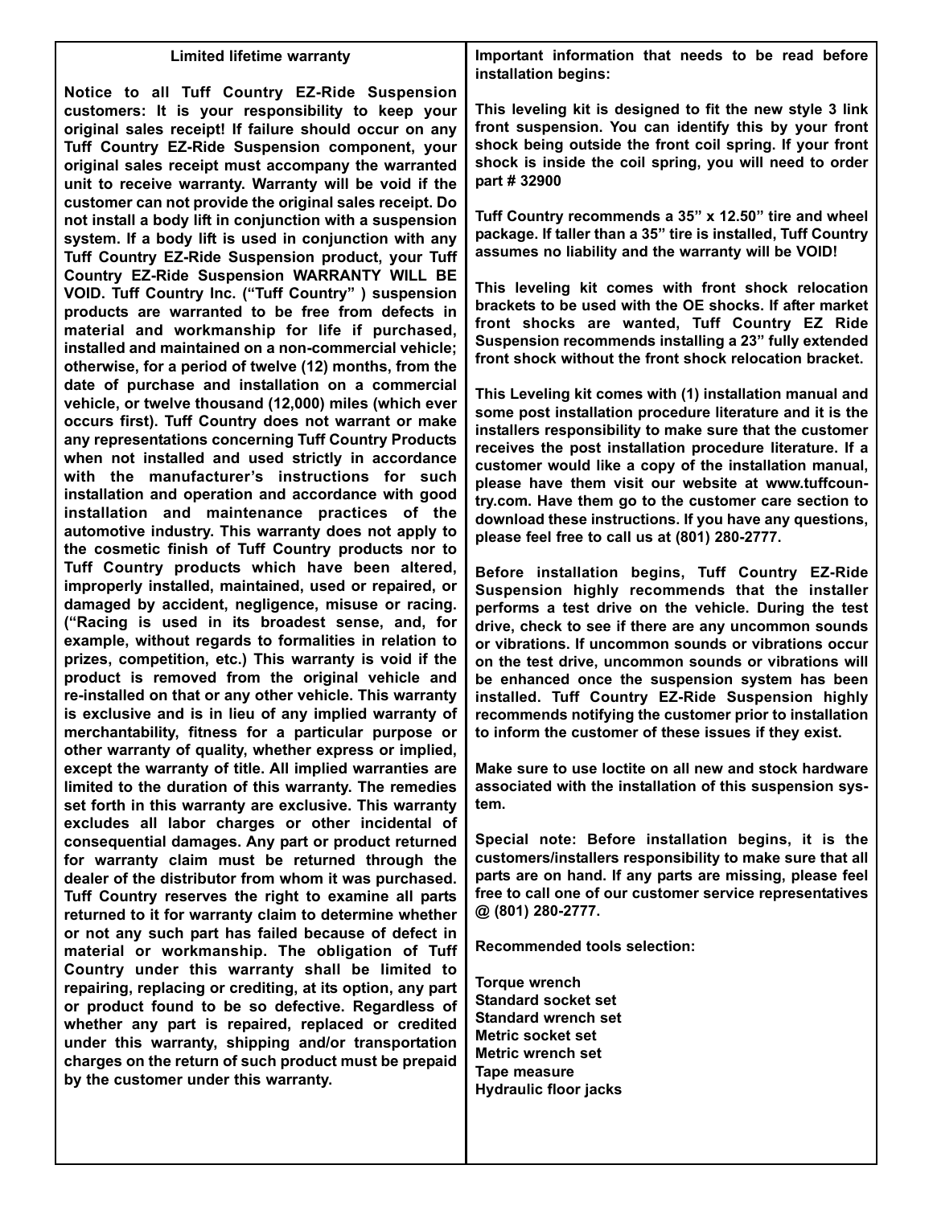## Limited lifetime warranty

**Notice to all Tuff Country EZ-Ride Suspension customers: It is your responsibility to keep your original sales receipt! If failure should occur on any Tuff Country EZ-Ride Suspension component, your original sales receipt must accompany the warranted unit to receive warranty. Warranty will be void if the customer can not provide the original sales receipt. Do not install a body lift in conjunction with a suspension system. If a body lift is used in conjunction with any Tuff Country EZ-Ride Suspension product, your Tuff Country EZ-Ride Suspension WARRANTY WILL BE VOID. Tuff Country Inc. ("Tuff Country" ) suspension products are warranted to be free from defects in material and workmanship for life if purchased, installed and maintained on a non-commercial vehicle; otherwise, for a period of twelve (12) months, from the date of purchase and installation on a commercial vehicle, or twelve thousand (12,000) miles (which ever occurs first). Tuff Country does not warrant or make any representations concerning Tuff Country Products when not installed and used strictly in accordance with the manufacturer's instructions for such installation and operation and accordance with good installation and maintenance practices of the automotive industry. This warranty does not apply to the cosmetic finish of Tuff Country products nor to Tuff Country products which have been altered, improperly installed, maintained, used or repaired, or damaged by accident, negligence, misuse or racing. ("Racing is used in its broadest sense, and, for example, without regards to formalities in relation to prizes, competition, etc.) This warranty is void if the product is removed from the original vehicle and re-installed on that or any other vehicle. This warranty is exclusive and is in lieu of any implied warranty of merchantability, fitness for a particular purpose or other warranty of quality, whether express or implied, except the warranty of title. All implied warranties are limited to the duration of this warranty. The remedies set forth in this warranty are exclusive. This warranty excludes all labor charges or other incidental of consequential damages. Any part or product returned for warranty claim must be returned through the dealer of the distributor from whom it was purchased. Tuff Country reserves the right to examine all parts returned to it for warranty claim to determine whether or not any such part has failed because of defect in material or workmanship. The obligation of Tuff Country under this warranty shall be limited to repairing, replacing or crediting, at its option, any part or product found to be so defective. Regardless of whether any part is repaired, replaced or credited under this warranty, shipping and/or transportation charges on the return of such product must be prepaid by the customer under this warranty.**

**Important information that needs to be read before installation begins:**

**This leveling kit is designed to fit the new style 3 link front suspension. You can identify this by your front shock being outside the front coil spring. If your front shock is inside the coil spring, you will need to order part # 32900**

**Tuff Country recommends a 35" x 12.50" tire and wheel package. If taller than a 35" tire is installed, Tuff Country assumes no liability and the warranty will be VOID!**

**This leveling kit comes with front shock relocation brackets to be used with the OE shocks. If after market front shocks are wanted, Tuff Country EZ Ride Suspension recommends installing a 23" fully extended front shock without the front shock relocation bracket.**

**This Leveling kit comes with (1) installation manual and some post installation procedure literature and it is the installers responsibility to make sure that the customer receives the post installation procedure literature. If a customer would like a copy of the installation manual, please have them visit our website at www.tuffcountry.com. Have them go to the customer care section to download these instructions. If you have any questions, please feel free to call us at (801) 280-2777.**

**Before installation begins, Tuff Country EZ-Ride Suspension highly recommends that the installer performs a test drive on the vehicle. During the test drive, check to see if there are any uncommon sounds or vibrations. If uncommon sounds or vibrations occur on the test drive, uncommon sounds or vibrations will be enhanced once the suspension system has been installed. Tuff Country EZ-Ride Suspension highly recommends notifying the customer prior to installation to inform the customer of these issues if they exist.**

**Make sure to use loctite on all new and stock hardware associated with the installation of this suspension system.**

**Special note: Before installation begins, it is the customers/installers responsibility to make sure that all parts are on hand. If any parts are missing, please feel free to call one of our customer service representatives @ (801) 280-2777.**

**Recommended tools selection:**

**Torque wrench**
**Standard socket set**
**Standard wrench set**
**Metric socket set**
**Metric wrench set**
**Tape measure**
**Hydraulic floor jacks**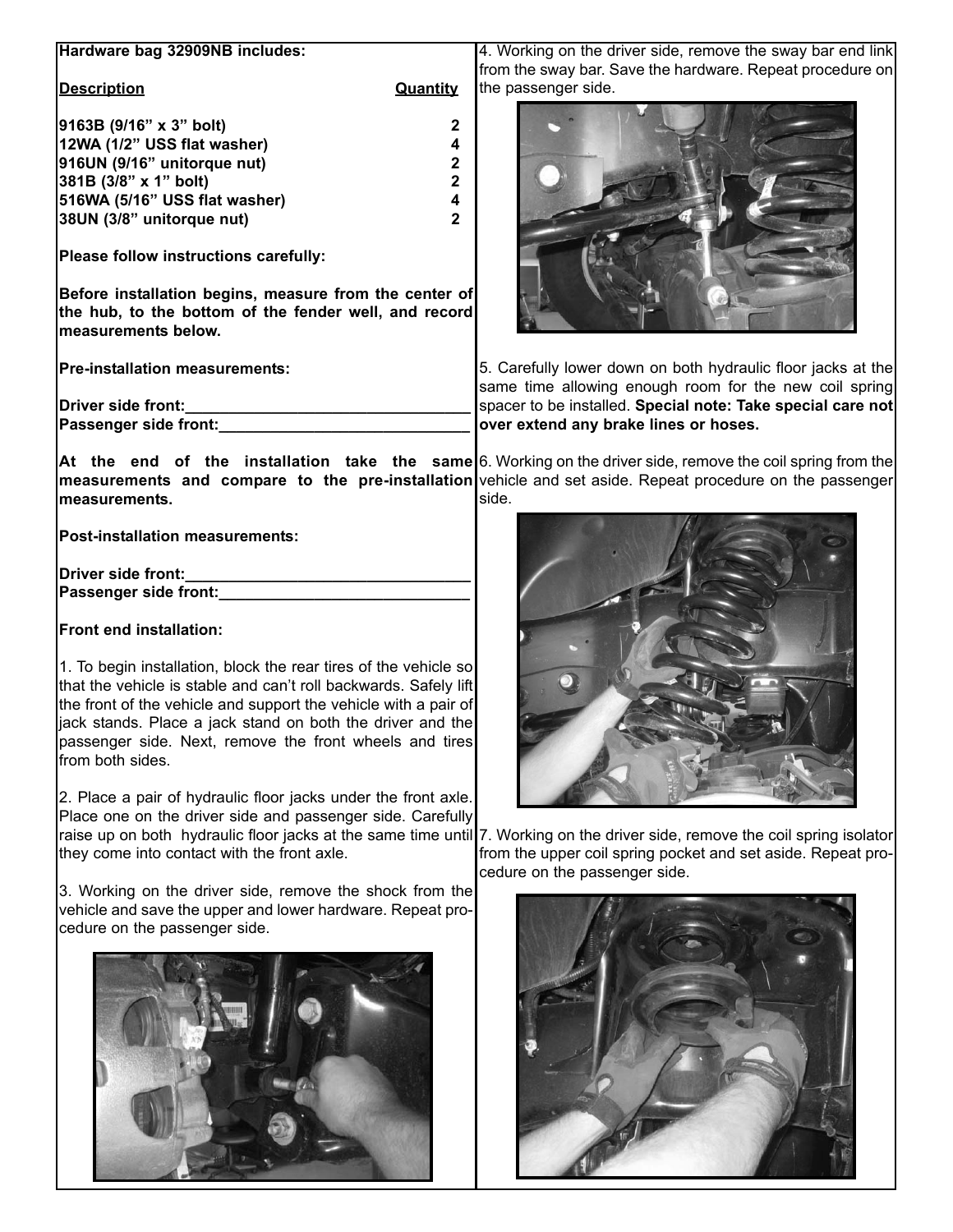**Hardware bag 32909NB includes:**

| Description | Quantity |
|---|---|
| 9163B (9/16" x 3" bolt) | 2 |
| 12WA (1/2" USS flat washer) | 4 |
| 916UN (9/16" unitorque nut) | 2 |
| 381B (3/8" x 1" bolt) | 2 |
| 516WA (5/16" USS flat washer) | 4 |
| 38UN (3/8" unitorque nut) | 2 |

**Please follow instructions carefully:**

**Before installation begins, measure from the center of the hub, to the bottom of the fender well, and record measurements below.**

**Pre-installation measurements:**

**Driver side front:________________________________**
**Passenger side front:____________________________**

**At the end of the installation take the same measurements and compare to the pre-installation measurements.**

**Post-installation measurements:**

**Driver side front:________________________________**
**Passenger side front:____________________________**

**Front end installation:**

1. To begin installation, block the rear tires of the vehicle so that the vehicle is stable and can't roll backwards. Safely lift the front of the vehicle and support the vehicle with a pair of jack stands. Place a jack stand on both the driver and the passenger side. Next, remove the front wheels and tires from both sides.

2. Place a pair of hydraulic floor jacks under the front axle. Place one on the driver side and passenger side. Carefully raise up on both hydraulic floor jacks at the same time until they come into contact with the front axle.

3. Working on the driver side, remove the shock from the vehicle and save the upper and lower hardware. Repeat procedure on the passenger side.

4. Working on the driver side, remove the sway bar end link from the sway bar. Save the hardware. Repeat procedure on the passenger side.

5. Carefully lower down on both hydraulic floor jacks at the same time allowing enough room for the new coil spring spacer to be installed. **Special note: Take special care not over extend any brake lines or hoses.**

6. Working on the driver side, remove the coil spring from the vehicle and set aside. Repeat procedure on the passenger side.

7. Working on the driver side, remove the coil spring isolator from the upper coil spring pocket and set aside. Repeat procedure on the passenger side.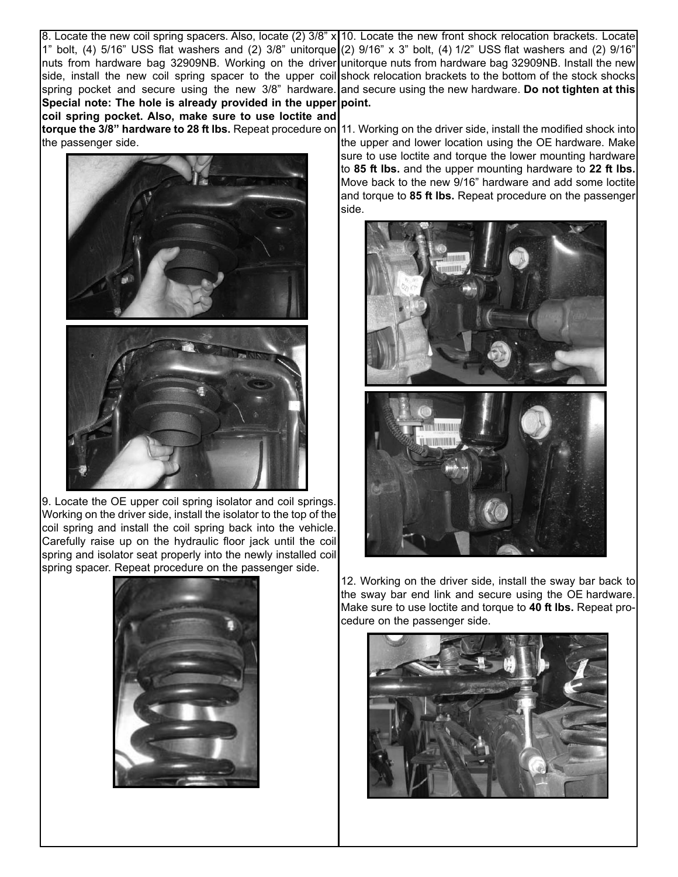8. Locate the new coil spring spacers. Also, locate (2) 3/8" x 1" bolt, (4) 5/16" USS flat washers and (2) 3/8" unitorque nuts from hardware bag 32909NB. Working on the driver side, install the new coil spring spacer to the upper coil spring pocket and secure using the new 3/8" hardware. **Special note: The hole is already provided in the upper coil spring pocket. Also, make sure to use loctite and torque the 3/8" hardware to 28 ft lbs.** Repeat procedure on the passenger side.

9. Locate the OE upper coil spring isolator and coil springs. Working on the driver side, install the isolator to the top of the coil spring and install the coil spring back into the vehicle. Carefully raise up on the hydraulic floor jack until the coil spring and isolator seat properly into the newly installed coil spring spacer. Repeat procedure on the passenger side.

10. Locate the new front shock relocation brackets. Locate (2) 9/16" x 3" bolt, (4) 1/2" USS flat washers and (2) 9/16" unitorque nuts from hardware bag 32909NB. Install the new shock relocation brackets to the bottom of the stock shocks and secure using the new hardware. **Do not tighten at this point.**

11. Working on the driver side, install the modified shock into the upper and lower location using the OE hardware. Make sure to use loctite and torque the lower mounting hardware to **85 ft lbs.** and the upper mounting hardware to **22 ft lbs.** Move back to the new 9/16" hardware and add some loctite and torque to **85 ft lbs.** Repeat procedure on the passenger side.

12. Working on the driver side, install the sway bar back to the sway bar end link and secure using the OE hardware. Make sure to use loctite and torque to **40 ft lbs.** Repeat procedure on the passenger side.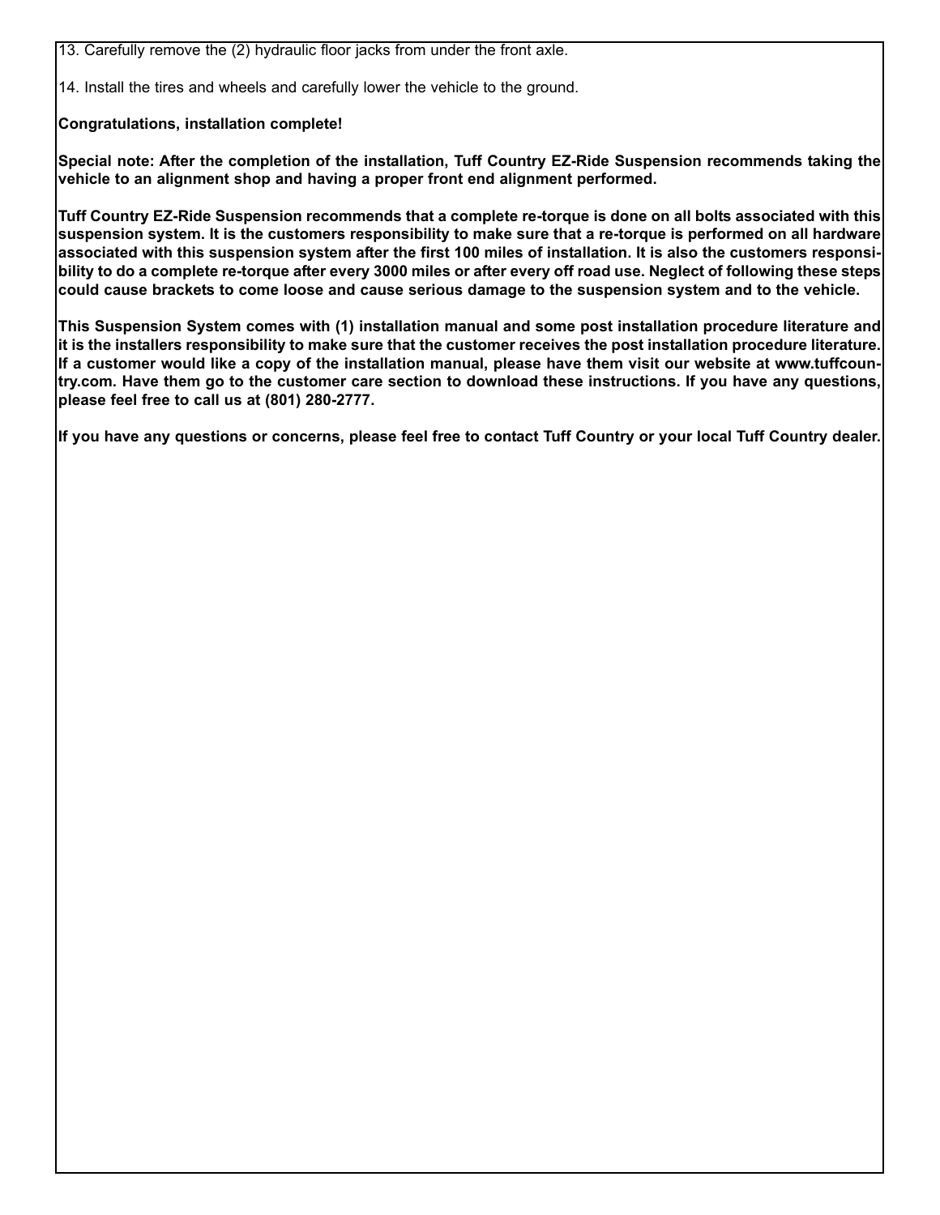13. Carefully remove the (2) hydraulic floor jacks from under the front axle.

14. Install the tires and wheels and carefully lower the vehicle to the ground.

**Congratulations, installation complete!**

**Special note: After the completion of the installation, Tuff Country EZ-Ride Suspension recommends taking the vehicle to an alignment shop and having a proper front end alignment performed.**

**Tuff Country EZ-Ride Suspension recommends that a complete re-torque is done on all bolts associated with this suspension system. It is the customers responsibility to make sure that a re-torque is performed on all hardware associated with this suspension system after the first 100 miles of installation. It is also the customers responsibility to do a complete re-torque after every 3000 miles or after every off road use. Neglect of following these steps could cause brackets to come loose and cause serious damage to the suspension system and to the vehicle.**

**This Suspension System comes with (1) installation manual and some post installation procedure literature and it is the installers responsibility to make sure that the customer receives the post installation procedure literature. If a customer would like a copy of the installation manual, please have them visit our website at www.tuffcountry.com. Have them go to the customer care section to download these instructions. If you have any questions, please feel free to call us at (801) 280-2777.**

**If you have any questions or concerns, please feel free to contact Tuff Country or your local Tuff Country dealer.**